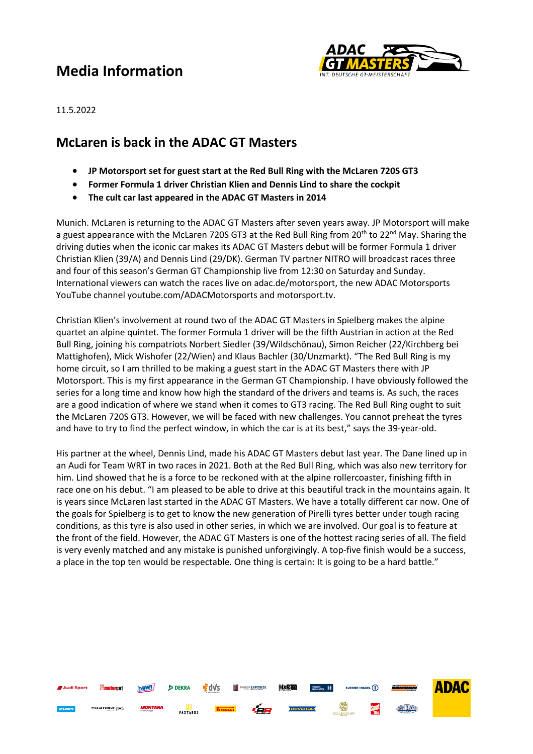# Media Information

11.5.2022

## McLaren is back in the ADAC GT Masters

- **JP Motorsport set for guest start at the Red Bull Ring with the McLaren 720S GT3**
- **Former Formula 1 driver Christian Klien and Dennis Lind to share the cockpit**
- **The cult car last appeared in the ADAC GT Masters in 2014**

Munich. McLaren is returning to the ADAC GT Masters after seven years away. JP Motorsport will make a guest appearance with the McLaren 720S GT3 at the Red Bull Ring from 20th to 22nd May. Sharing the driving duties when the iconic car makes its ADAC GT Masters debut will be former Formula 1 driver Christian Klien (39/A) and Dennis Lind (29/DK). German TV partner NITRO will broadcast races three and four of this season's German GT Championship live from 12:30 on Saturday and Sunday. International viewers can watch the races live on adac.de/motorsport, the new ADAC Motorsports YouTube channel youtube.com/ADACMotorsports and motorsport.tv.

Christian Klien's involvement at round two of the ADAC GT Masters in Spielberg makes the alpine quartet an alpine quintet. The former Formula 1 driver will be the fifth Austrian in action at the Red Bull Ring, joining his compatriots Norbert Siedler (39/Wildschönau), Simon Reicher (22/Kirchberg bei Mattighofen), Mick Wishofer (22/Wien) and Klaus Bachler (30/Unzmarkt). "The Red Bull Ring is my home circuit, so I am thrilled to be making a guest start in the ADAC GT Masters there with JP Motorsport. This is my first appearance in the German GT Championship. I have obviously followed the series for a long time and know how high the standard of the drivers and teams is. As such, the races are a good indication of where we stand when it comes to GT3 racing. The Red Bull Ring ought to suit the McLaren 720S GT3. However, we will be faced with new challenges. You cannot preheat the tyres and have to try to find the perfect window, in which the car is at its best," says the 39-year-old.

His partner at the wheel, Dennis Lind, made his ADAC GT Masters debut last year. The Dane lined up in an Audi for Team WRT in two races in 2021. Both at the Red Bull Ring, which was also new territory for him. Lind showed that he is a force to be reckoned with at the alpine rollercoaster, finishing fifth in race one on his debut. "I am pleased to be able to drive at this beautiful track in the mountains again. It is years since McLaren last started in the ADAC GT Masters. We have a totally different car now. One of the goals for Spielberg is to get to know the new generation of Pirelli tyres better under tough racing conditions, as this tyre is also used in other series, in which we are involved. Our goal is to feature at the front of the field. However, the ADAC GT Masters is one of the hottest racing series of all. The field is very evenly matched and any mistake is punished unforgivingly. A top-five finish would be a success, a place in the top ten would be respectable. One thing is certain: It is going to be a hard battle."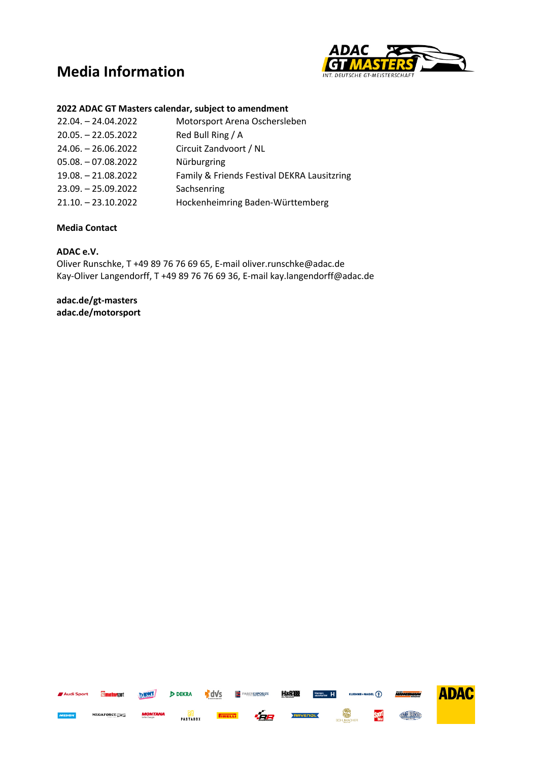# Media Information

**2022 ADAC GT Masters calendar, subject to amendment**

| | |
|---|---|
| 22.04. – 24.04.2022 | Motorsport Arena Oschersleben |
| 20.05. – 22.05.2022 | Red Bull Ring / A |
| 24.06. – 26.06.2022 | Circuit Zandvoort / NL |
| 05.08. – 07.08.2022 | Nürburgring |
| 19.08. – 21.08.2022 | Family & Friends Festival DEKRA Lausitzring |
| 23.09. – 25.09.2022 | Sachsenring |
| 21.10. – 23.10.2022 | Hockenheimring Baden-Württemberg |

**Media Contact**

**ADAC e.V.**
Oliver Runschke, T +49 89 76 76 69 65, E-mail oliver.runschke@adac.de
Kay-Oliver Langendorff, T +49 89 76 76 69 36, E-mail kay.langendorff@adac.de

**adac.de/gt-masters**
**adac.de/motorsport**